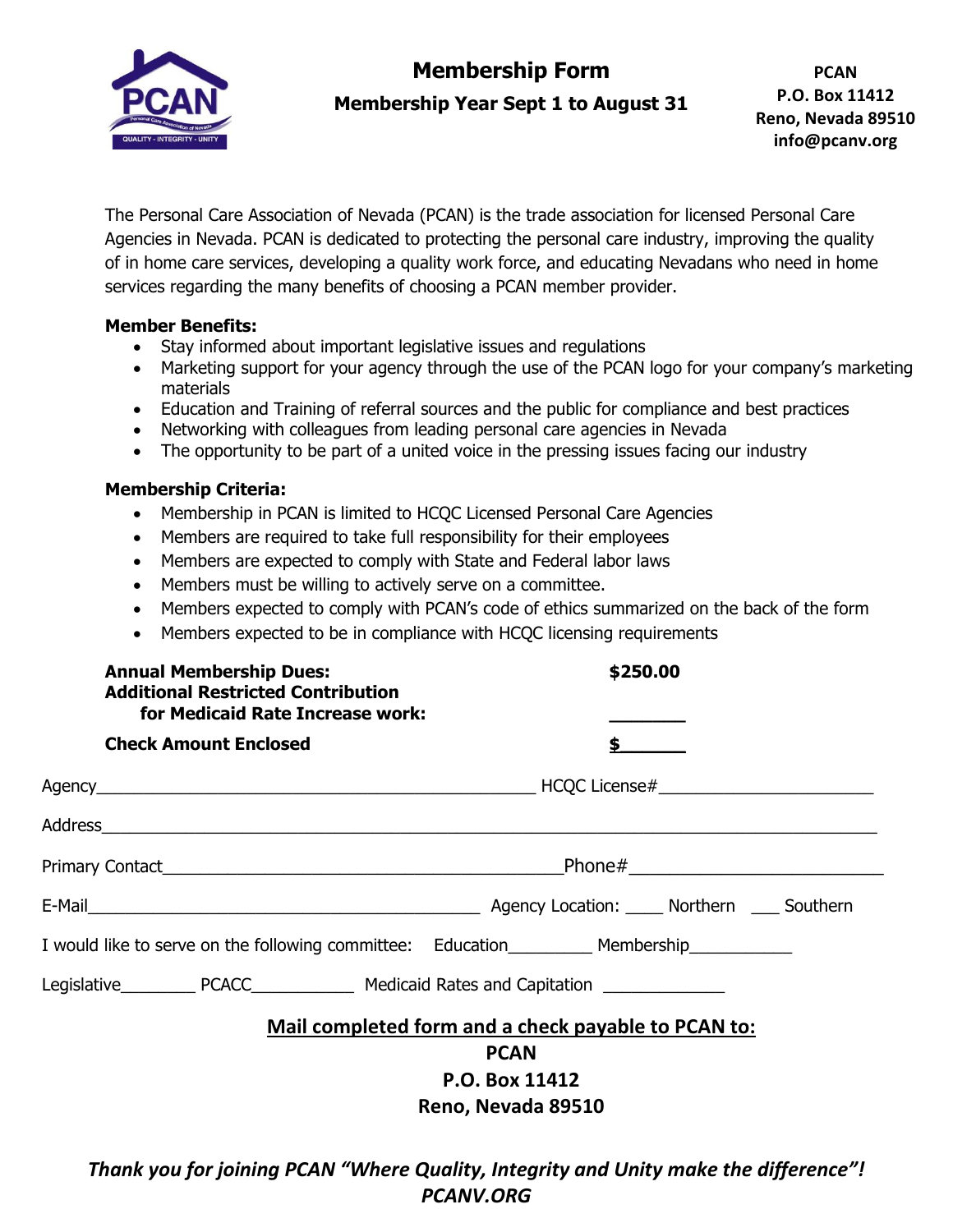PCAN
Personal Care Association of Nevada
QUALITY - INTEGRITY - UNITY

# Membership Form

**Membership Year Sept 1 to August 31**

**PCAN**
**P.O. Box 11412**
**Reno, Nevada 89510**
**info@pcanv.org**

The Personal Care Association of Nevada (PCAN) is the trade association for licensed Personal Care Agencies in Nevada. PCAN is dedicated to protecting the personal care industry, improving the quality of in home care services, developing a quality work force, and educating Nevadans who need in home services regarding the many benefits of choosing a PCAN member provider.

**Member Benefits:**

- Stay informed about important legislative issues and regulations
- Marketing support for your agency through the use of the PCAN logo for your company's marketing materials
- Education and Training of referral sources and the public for compliance and best practices
- Networking with colleagues from leading personal care agencies in Nevada
- The opportunity to be part of a united voice in the pressing issues facing our industry

**Membership Criteria:**

- Membership in PCAN is limited to HCQC Licensed Personal Care Agencies
- Members are required to take full responsibility for their employees
- Members are expected to comply with State and Federal labor laws
- Members must be willing to actively serve on a committee.
- Members expected to comply with PCAN's code of ethics summarized on the back of the form
- Members expected to be in compliance with HCQC licensing requirements

**Annual Membership Dues:** **$250.00**

**Additional Restricted Contribution for Medicaid Rate Increase work:** ________

**Check Amount Enclosed** **$______**

Agency_______________________________________________ HCQC License#_______________________

Address__________________________________________________________________________________

Primary Contact____________________________________________Phone#__________________________

E-Mail__________________________________________ Agency Location: ____ Northern ___ Southern

I would like to serve on the following committee: Education_________ Membership___________

Legislative________ PCACC___________ Medicaid Rates and Capitation _____________

**Mail completed form and a check payable to PCAN to:**

**PCAN**
**P.O. Box 11412**
**Reno, Nevada 89510**

***Thank you for joining PCAN "Where Quality, Integrity and Unity make the difference"!***
***PCANV.ORG***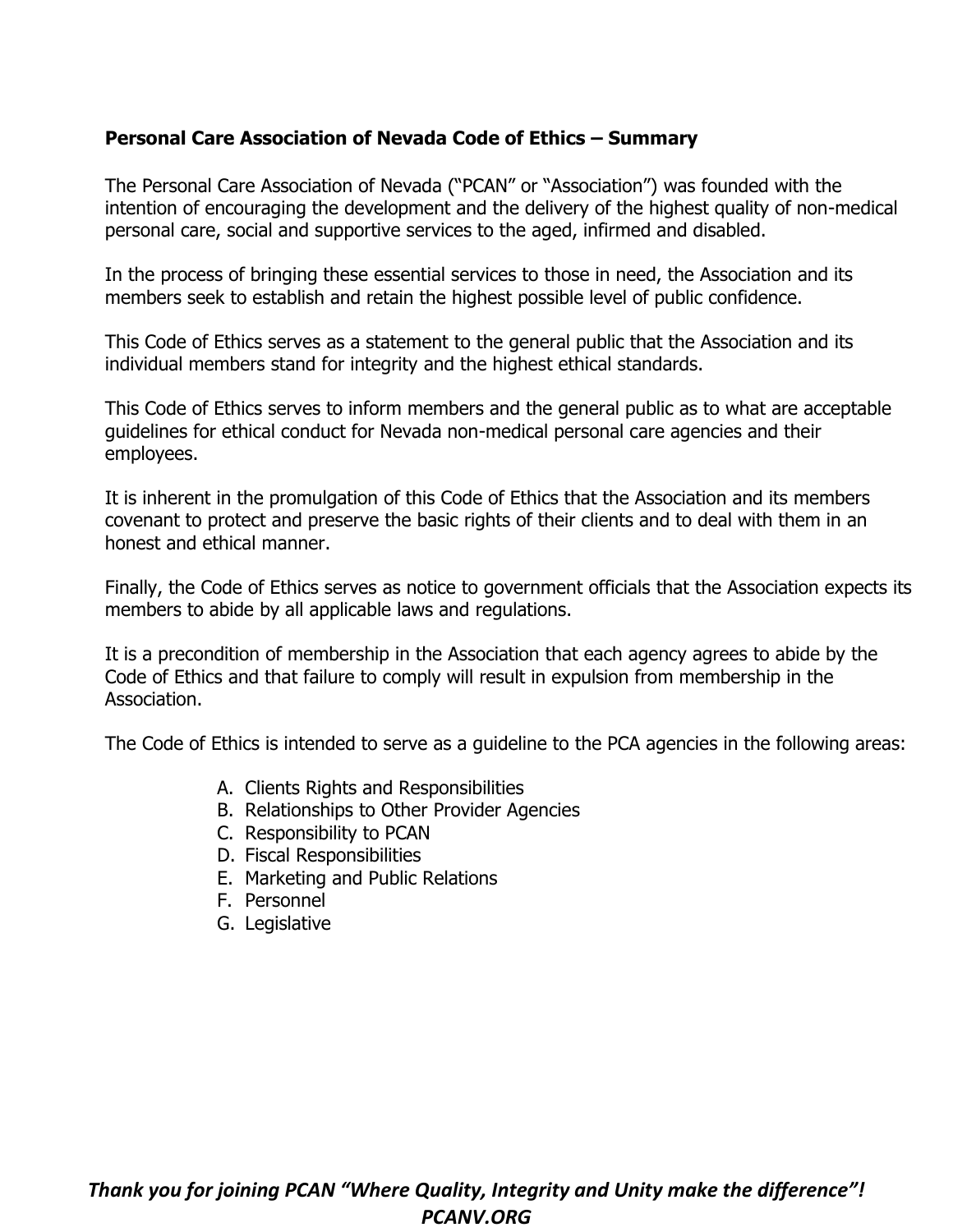**Personal Care Association of Nevada Code of Ethics – Summary**

The Personal Care Association of Nevada ("PCAN" or "Association") was founded with the intention of encouraging the development and the delivery of the highest quality of non-medical personal care, social and supportive services to the aged, infirmed and disabled.

In the process of bringing these essential services to those in need, the Association and its members seek to establish and retain the highest possible level of public confidence.

This Code of Ethics serves as a statement to the general public that the Association and its individual members stand for integrity and the highest ethical standards.

This Code of Ethics serves to inform members and the general public as to what are acceptable guidelines for ethical conduct for Nevada non-medical personal care agencies and their employees.

It is inherent in the promulgation of this Code of Ethics that the Association and its members covenant to protect and preserve the basic rights of their clients and to deal with them in an honest and ethical manner.

Finally, the Code of Ethics serves as notice to government officials that the Association expects its members to abide by all applicable laws and regulations.

It is a precondition of membership in the Association that each agency agrees to abide by the Code of Ethics and that failure to comply will result in expulsion from membership in the Association.

The Code of Ethics is intended to serve as a guideline to the PCA agencies in the following areas:

A. Clients Rights and Responsibilities
B. Relationships to Other Provider Agencies
C. Responsibility to PCAN
D. Fiscal Responsibilities
E. Marketing and Public Relations
F. Personnel
G. Legislative

***Thank you for joining PCAN "Where Quality, Integrity and Unity make the difference"!***
***PCANV.ORG***